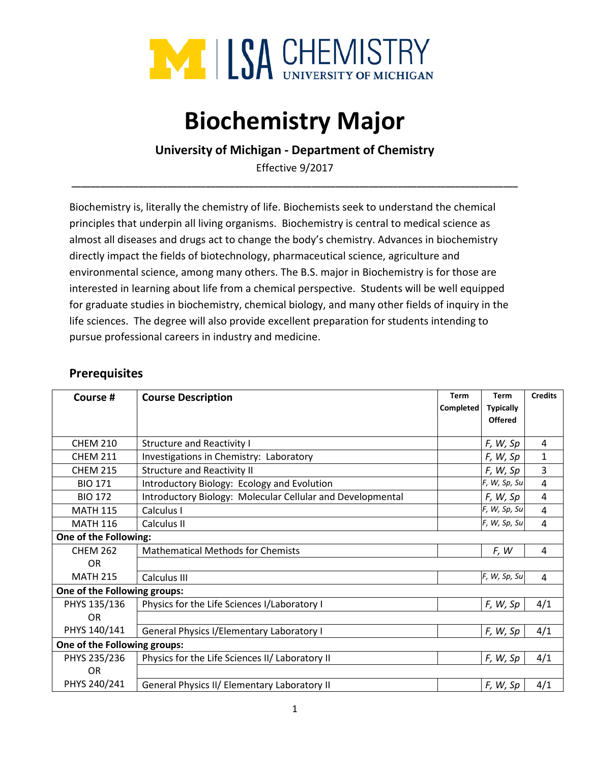# Biochemistry Major

**University of Michigan - Department of Chemistry**

Effective 9/2017

---

Biochemistry is, literally the chemistry of life. Biochemists seek to understand the chemical principles that underpin all living organisms. Biochemistry is central to medical science as almost all diseases and drugs act to change the body's chemistry. Advances in biochemistry directly impact the fields of biotechnology, pharmaceutical science, agriculture and environmental science, among many others. The B.S. major in Biochemistry is for those are interested in learning about life from a chemical perspective. Students will be well equipped for graduate studies in biochemistry, chemical biology, and many other fields of inquiry in the life sciences. The degree will also provide excellent preparation for students intending to pursue professional careers in industry and medicine.

## Prerequisites

| Course # | Course Description | Term Completed | Term Typically Offered | Credits |
|---|---|---|---|---|
| CHEM 210 | Structure and Reactivity I | | *F, W, Sp* | 4 |
| CHEM 211 | Investigations in Chemistry: Laboratory | | *F, W, Sp* | 1 |
| CHEM 215 | Structure and Reactivity II | | *F, W, Sp* | 3 |
| BIO 171 | Introductory Biology: Ecology and Evolution | | *F, W, Sp, Su* | 4 |
| BIO 172 | Introductory Biology: Molecular Cellular and Developmental | | *F, W, Sp* | 4 |
| MATH 115 | Calculus I | | *F, W, Sp, Su* | 4 |
| MATH 116 | Calculus II | | *F, W, Sp, Su* | 4 |
| **One of the Following:** | | | | |
| CHEM 262 | Mathematical Methods for Chemists | | *F, W* | 4 |
| OR | | | | |
| MATH 215 | Calculus III | | *F, W, Sp, Su* | 4 |
| **One of the Following groups:** | | | | |
| PHYS 135/136 | Physics for the Life Sciences I/Laboratory I | | *F, W, Sp* | 4/1 |
| OR | | | | |
| PHYS 140/141 | General Physics I/Elementary Laboratory I | | *F, W, Sp* | 4/1 |
| **One of the Following groups:** | | | | |
| PHYS 235/236 | Physics for the Life Sciences II/ Laboratory II | | *F, W, Sp* | 4/1 |
| OR | | | | |
| PHYS 240/241 | General Physics II/ Elementary Laboratory II | | *F, W, Sp* | 4/1 |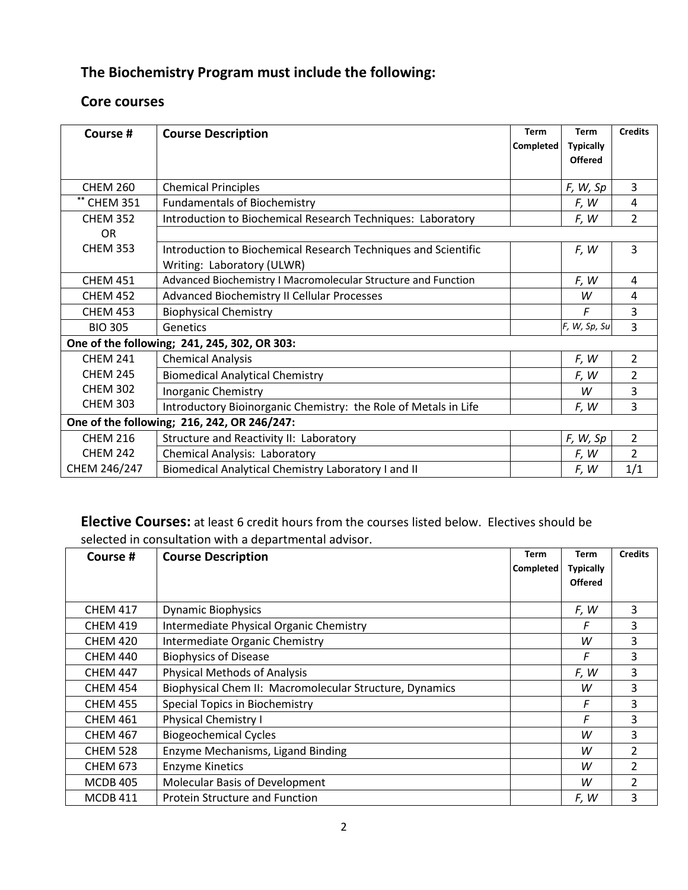## The Biochemistry Program must include the following:

### Core courses

| Course # | Course Description | Term Completed | Term Typically Offered | Credits |
|---|---|---|---|---|
| CHEM 260 | Chemical Principles | | *F, W, Sp* | 3 |
| ** CHEM 351 | Fundamentals of Biochemistry | | *F, W* | 4 |
| CHEM 352 | Introduction to Biochemical Research Techniques: Laboratory | | *F, W* | 2 |
| OR | | | | |
| CHEM 353 | Introduction to Biochemical Research Techniques and Scientific Writing: Laboratory (ULWR) | | *F, W* | 3 |
| CHEM 451 | Advanced Biochemistry I Macromolecular Structure and Function | | *F, W* | 4 |
| CHEM 452 | Advanced Biochemistry II Cellular Processes | | *W* | 4 |
| CHEM 453 | Biophysical Chemistry | | *F* | 3 |
| BIO 305 | Genetics | | *F, W, Sp, Su* | 3 |
| **One of the following; 241, 245, 302, OR 303:** | | | | |
| CHEM 241 | Chemical Analysis | | *F, W* | 2 |
| CHEM 245 | Biomedical Analytical Chemistry | | *F, W* | 2 |
| CHEM 302 | Inorganic Chemistry | | *W* | 3 |
| CHEM 303 | Introductory Bioinorganic Chemistry: the Role of Metals in Life | | *F, W* | 3 |
| **One of the following; 216, 242, OR 246/247:** | | | | |
| CHEM 216 | Structure and Reactivity II: Laboratory | | *F, W, Sp* | 2 |
| CHEM 242 | Chemical Analysis: Laboratory | | *F, W* | 2 |
| CHEM 246/247 | Biomedical Analytical Chemistry Laboratory I and II | | *F, W* | 1/1 |

**Elective Courses:** at least 6 credit hours from the courses listed below. Electives should be selected in consultation with a departmental advisor.

| Course # | Course Description | Term Completed | Term Typically Offered | Credits |
|---|---|---|---|---|
| CHEM 417 | Dynamic Biophysics | | *F, W* | 3 |
| CHEM 419 | Intermediate Physical Organic Chemistry | | *F* | 3 |
| CHEM 420 | Intermediate Organic Chemistry | | *W* | 3 |
| CHEM 440 | Biophysics of Disease | | *F* | 3 |
| CHEM 447 | Physical Methods of Analysis | | *F, W* | 3 |
| CHEM 454 | Biophysical Chem II: Macromolecular Structure, Dynamics | | *W* | 3 |
| CHEM 455 | Special Topics in Biochemistry | | *F* | 3 |
| CHEM 461 | Physical Chemistry I | | *F* | 3 |
| CHEM 467 | Biogeochemical Cycles | | *W* | 3 |
| CHEM 528 | Enzyme Mechanisms, Ligand Binding | | *W* | 2 |
| CHEM 673 | Enzyme Kinetics | | *W* | 2 |
| MCDB 405 | Molecular Basis of Development | | *W* | 2 |
| MCDB 411 | Protein Structure and Function | | *F, W* | 3 |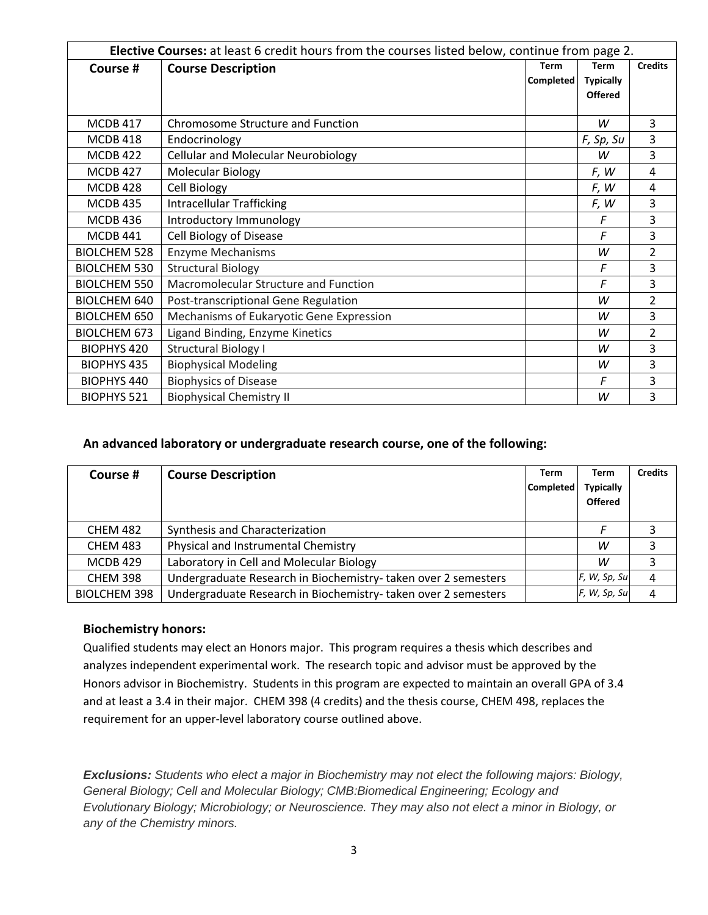| **Elective Courses:** at least 6 credit hours from the courses listed below, continue from page 2. | | | | |
|---|---|---|---|---|
| **Course #** | **Course Description** | **Term Completed** | **Term Typically Offered** | **Credits** |
| MCDB 417 | Chromosome Structure and Function | | *W* | 3 |
| MCDB 418 | Endocrinology | | *F, Sp, Su* | 3 |
| MCDB 422 | Cellular and Molecular Neurobiology | | *W* | 3 |
| MCDB 427 | Molecular Biology | | *F, W* | 4 |
| MCDB 428 | Cell Biology | | *F, W* | 4 |
| MCDB 435 | Intracellular Trafficking | | *F, W* | 3 |
| MCDB 436 | Introductory Immunology | | *F* | 3 |
| MCDB 441 | Cell Biology of Disease | | *F* | 3 |
| BIOLCHEM 528 | Enzyme Mechanisms | | *W* | 2 |
| BIOLCHEM 530 | Structural Biology | | *F* | 3 |
| BIOLCHEM 550 | Macromolecular Structure and Function | | *F* | 3 |
| BIOLCHEM 640 | Post-transcriptional Gene Regulation | | *W* | 2 |
| BIOLCHEM 650 | Mechanisms of Eukaryotic Gene Expression | | *W* | 3 |
| BIOLCHEM 673 | Ligand Binding, Enzyme Kinetics | | *W* | 2 |
| BIOPHYS 420 | Structural Biology I | | *W* | 3 |
| BIOPHYS 435 | Biophysical Modeling | | *W* | 3 |
| BIOPHYS 440 | Biophysics of Disease | | *F* | 3 |
| BIOPHYS 521 | Biophysical Chemistry II | | *W* | 3 |

### An advanced laboratory or undergraduate research course, one of the following:

| **Course #** | **Course Description** | **Term Completed** | **Term Typically Offered** | **Credits** |
|---|---|---|---|---|
| CHEM 482 | Synthesis and Characterization | | *F* | 3 |
| CHEM 483 | Physical and Instrumental Chemistry | | *W* | 3 |
| MCDB 429 | Laboratory in Cell and Molecular Biology | | *W* | 3 |
| CHEM 398 | Undergraduate Research in Biochemistry- taken over 2 semesters | | *F, W, Sp, Su* | 4 |
| BIOLCHEM 398 | Undergraduate Research in Biochemistry- taken over 2 semesters | | *F, W, Sp, Su* | 4 |

### Biochemistry honors:

Qualified students may elect an Honors major. This program requires a thesis which describes and analyzes independent experimental work. The research topic and advisor must be approved by the Honors advisor in Biochemistry. Students in this program are expected to maintain an overall GPA of 3.4 and at least a 3.4 in their major. CHEM 398 (4 credits) and the thesis course, CHEM 498, replaces the requirement for an upper-level laboratory course outlined above.

***Exclusions:*** *Students who elect a major in Biochemistry may not elect the following majors: Biology, General Biology; Cell and Molecular Biology; CMB:Biomedical Engineering; Ecology and Evolutionary Biology; Microbiology; or Neuroscience. They may also not elect a minor in Biology, or any of the Chemistry minors.*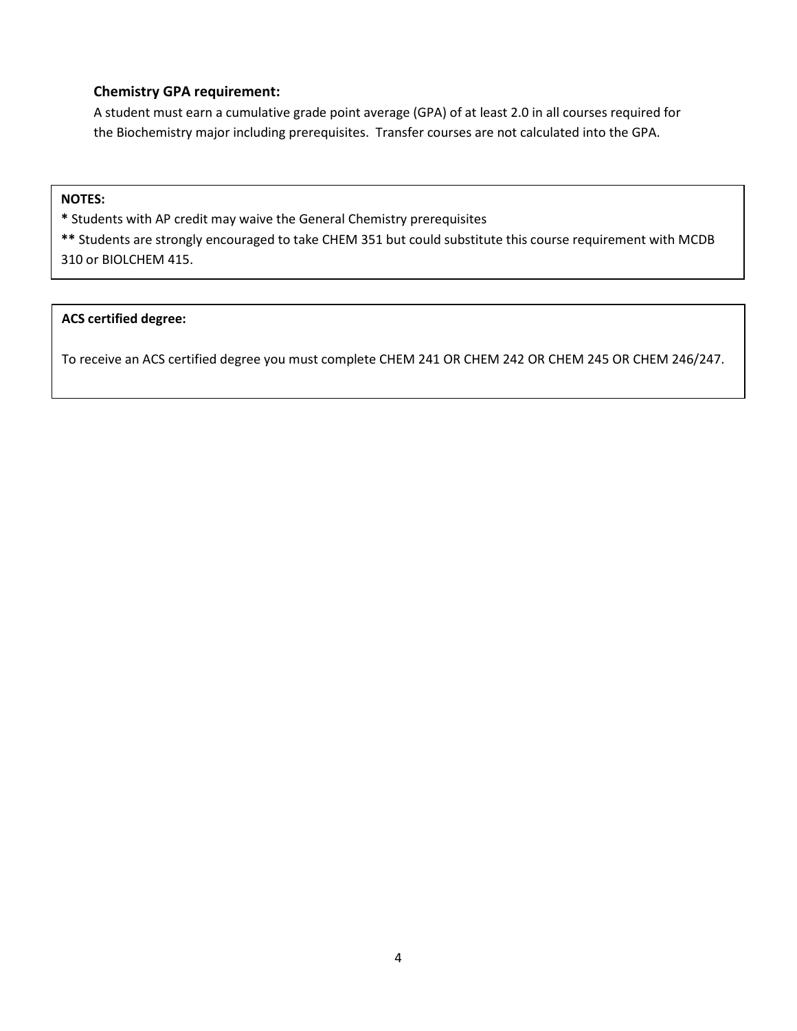### Chemistry GPA requirement:

A student must earn a cumulative grade point average (GPA) of at least 2.0 in all courses required for the Biochemistry major including prerequisites. Transfer courses are not calculated into the GPA.

**NOTES:**

**\*** Students with AP credit may waive the General Chemistry prerequisites

**\*\*** Students are strongly encouraged to take CHEM 351 but could substitute this course requirement with MCDB 310 or BIOLCHEM 415.

**ACS certified degree:**

To receive an ACS certified degree you must complete CHEM 241 OR CHEM 242 OR CHEM 245 OR CHEM 246/247.